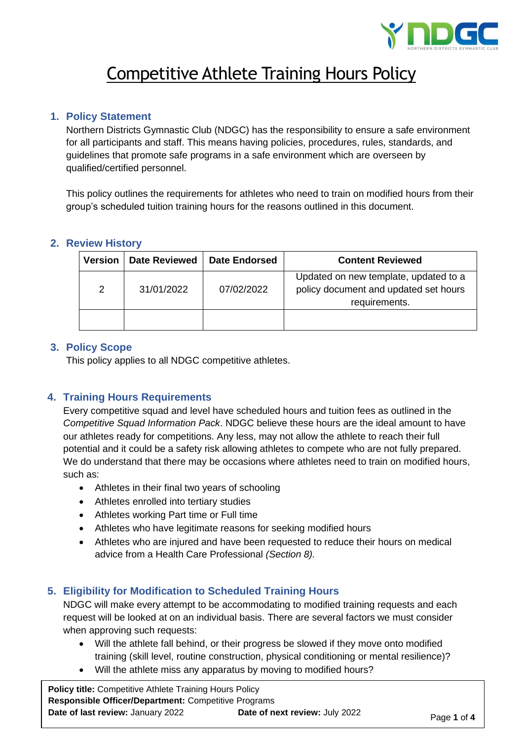# Competitive Athlete Training Hours Policy

## 1. Policy Statement

Northern Districts Gymnastic Club (NDGC) has the responsibility to ensure a safe environment for all participants and staff. This means having policies, procedures, rules, standards, and guidelines that promote safe programs in a safe environment which are overseen by qualified/certified personnel.

This policy outlines the requirements for athletes who need to train on modified hours from their group's scheduled tuition training hours for the reasons outlined in this document.

## 2. Review History

| Version | Date Reviewed | Date Endorsed | Content Reviewed |
|---|---|---|---|
| 2 | 31/01/2022 | 07/02/2022 | Updated on new template, updated to a policy document and updated set hours requirements. |
| | | | |

## 3. Policy Scope

This policy applies to all NDGC competitive athletes.

## 4. Training Hours Requirements

Every competitive squad and level have scheduled hours and tuition fees as outlined in the *Competitive Squad Information Pack*. NDGC believe these hours are the ideal amount to have our athletes ready for competitions. Any less, may not allow the athlete to reach their full potential and it could be a safety risk allowing athletes to compete who are not fully prepared. We do understand that there may be occasions where athletes need to train on modified hours, such as:

- Athletes in their final two years of schooling
- Athletes enrolled into tertiary studies
- Athletes working Part time or Full time
- Athletes who have legitimate reasons for seeking modified hours
- Athletes who are injured and have been requested to reduce their hours on medical advice from a Health Care Professional *(Section 8)*.

## 5. Eligibility for Modification to Scheduled Training Hours

NDGC will make every attempt to be accommodating to modified training requests and each request will be looked at on an individual basis. There are several factors we must consider when approving such requests:

- Will the athlete fall behind, or their progress be slowed if they move onto modified training (skill level, routine construction, physical conditioning or mental resilience)?
- Will the athlete miss any apparatus by moving to modified hours?

**Policy title:** Competitive Athlete Training Hours Policy
**Responsible Officer/Department:** Competitive Programs
**Date of last review:** January 2022 **Date of next review:** July 2022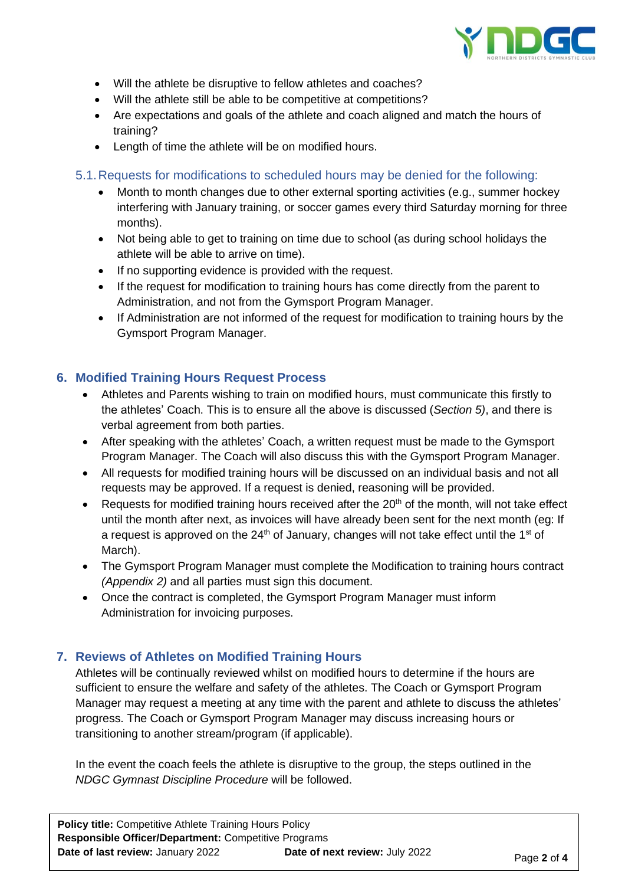- Will the athlete be disruptive to fellow athletes and coaches?
- Will the athlete still be able to be competitive at competitions?
- Are expectations and goals of the athlete and coach aligned and match the hours of training?
- Length of time the athlete will be on modified hours.

### 5.1. Requests for modifications to scheduled hours may be denied for the following:

- Month to month changes due to other external sporting activities (e.g., summer hockey interfering with January training, or soccer games every third Saturday morning for three months).
- Not being able to get to training on time due to school (as during school holidays the athlete will be able to arrive on time).
- If no supporting evidence is provided with the request.
- If the request for modification to training hours has come directly from the parent to Administration, and not from the Gymsport Program Manager.
- If Administration are not informed of the request for modification to training hours by the Gymsport Program Manager.

## 6. Modified Training Hours Request Process

- Athletes and Parents wishing to train on modified hours, must communicate this firstly to the athletes' Coach. This is to ensure all the above is discussed (*Section 5)*, and there is verbal agreement from both parties.
- After speaking with the athletes' Coach, a written request must be made to the Gymsport Program Manager. The Coach will also discuss this with the Gymsport Program Manager.
- All requests for modified training hours will be discussed on an individual basis and not all requests may be approved. If a request is denied, reasoning will be provided.
- Requests for modified training hours received after the 20th of the month, will not take effect until the month after next, as invoices will have already been sent for the next month (eg: If a request is approved on the 24th of January, changes will not take effect until the 1st of March).
- The Gymsport Program Manager must complete the Modification to training hours contract *(Appendix 2)* and all parties must sign this document.
- Once the contract is completed, the Gymsport Program Manager must inform Administration for invoicing purposes.

## 7. Reviews of Athletes on Modified Training Hours

Athletes will be continually reviewed whilst on modified hours to determine if the hours are sufficient to ensure the welfare and safety of the athletes. The Coach or Gymsport Program Manager may request a meeting at any time with the parent and athlete to discuss the athletes' progress. The Coach or Gymsport Program Manager may discuss increasing hours or transitioning to another stream/program (if applicable).

In the event the coach feels the athlete is disruptive to the group, the steps outlined in the *NDGC Gymnast Discipline Procedure* will be followed.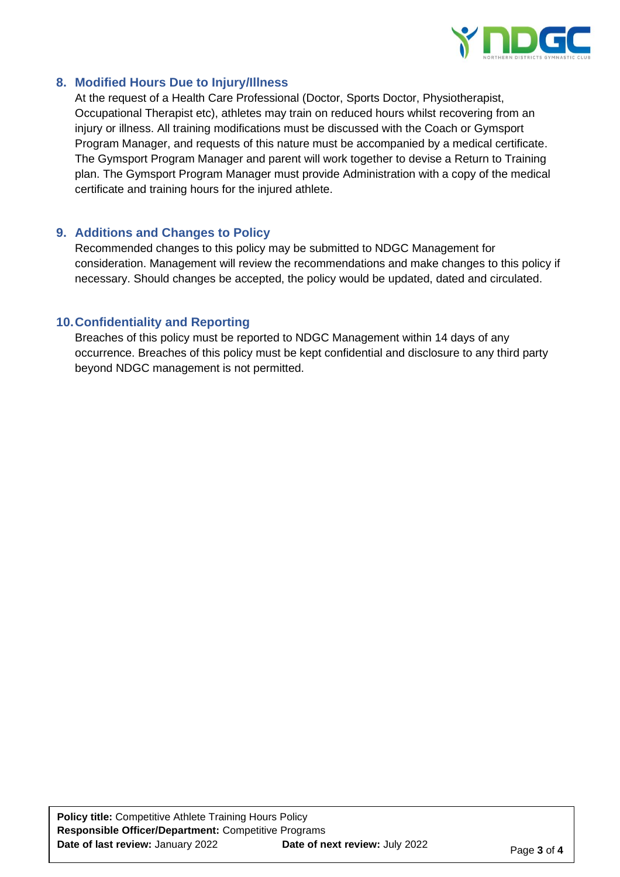## 8. Modified Hours Due to Injury/Illness

At the request of a Health Care Professional (Doctor, Sports Doctor, Physiotherapist, Occupational Therapist etc), athletes may train on reduced hours whilst recovering from an injury or illness. All training modifications must be discussed with the Coach or Gymsport Program Manager, and requests of this nature must be accompanied by a medical certificate. The Gymsport Program Manager and parent will work together to devise a Return to Training plan. The Gymsport Program Manager must provide Administration with a copy of the medical certificate and training hours for the injured athlete.

## 9. Additions and Changes to Policy

Recommended changes to this policy may be submitted to NDGC Management for consideration. Management will review the recommendations and make changes to this policy if necessary. Should changes be accepted, the policy would be updated, dated and circulated.

## 10. Confidentiality and Reporting

Breaches of this policy must be reported to NDGC Management within 14 days of any occurrence. Breaches of this policy must be kept confidential and disclosure to any third party beyond NDGC management is not permitted.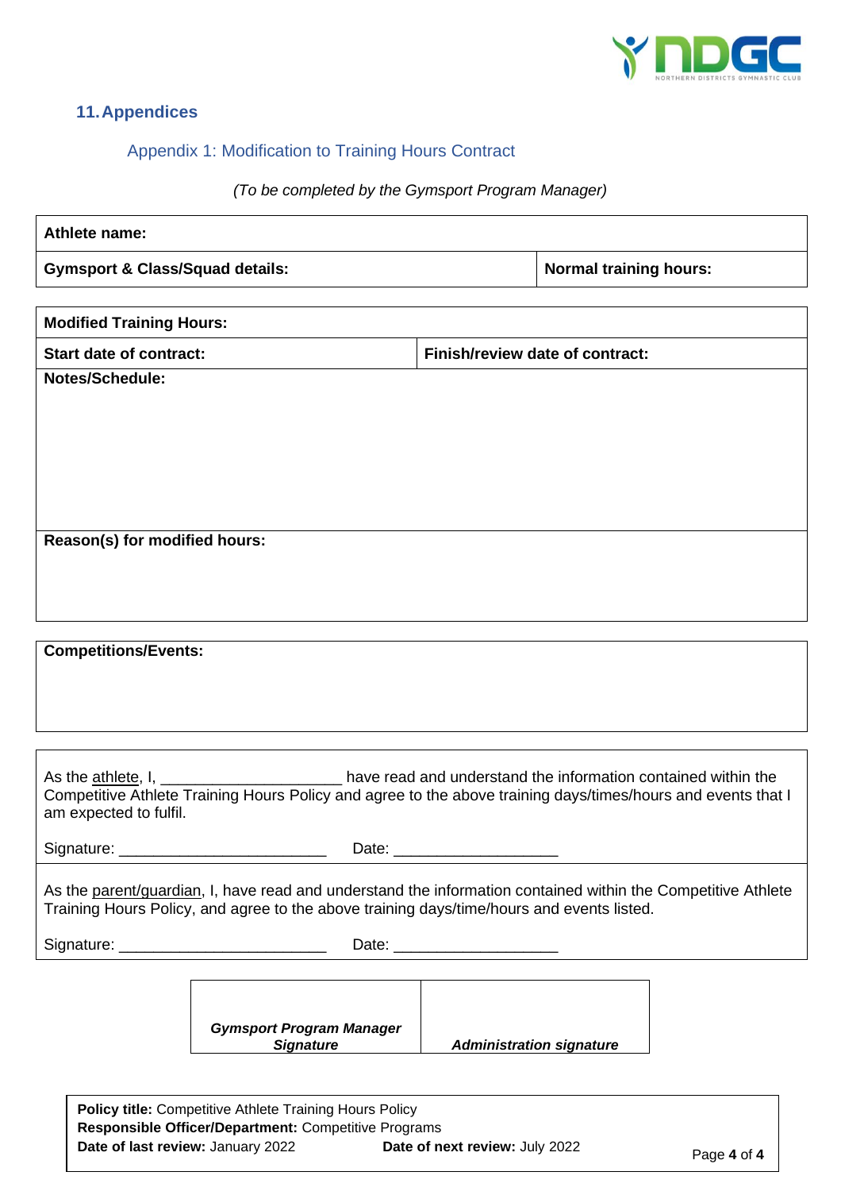## 11. Appendices

### Appendix 1: Modification to Training Hours Contract

*(To be completed by the Gymsport Program Manager)*

| | |
|---|---|
| **Athlete name:** | |
| **Gymsport & Class/Squad details:** | **Normal training hours:** |

| | |
|---|---|
| **Modified Training Hours:** | |
| **Start date of contract:** | **Finish/review date of contract:** |
| **Notes/Schedule:** | |
| **Reason(s) for modified hours:** | |

| |
|---|
| **Competitions/Events:** |

As the athlete, I, _____________________ have read and understand the information contained within the Competitive Athlete Training Hours Policy and agree to the above training days/times/hours and events that I am expected to fulfil.

Signature: ________________________ Date: ___________________

As the parent/guardian, I, have read and understand the information contained within the Competitive Athlete Training Hours Policy, and agree to the above training days/time/hours and events listed.

Signature: ________________________ Date: ___________________

| | |
|---|---|
| ***Gymsport Program Manager Signature*** | ***Administration signature*** |

**Policy title:** Competitive Athlete Training Hours Policy
**Responsible Officer/Department:** Competitive Programs
**Date of last review:** January 2022 **Date of next review:** July 2022